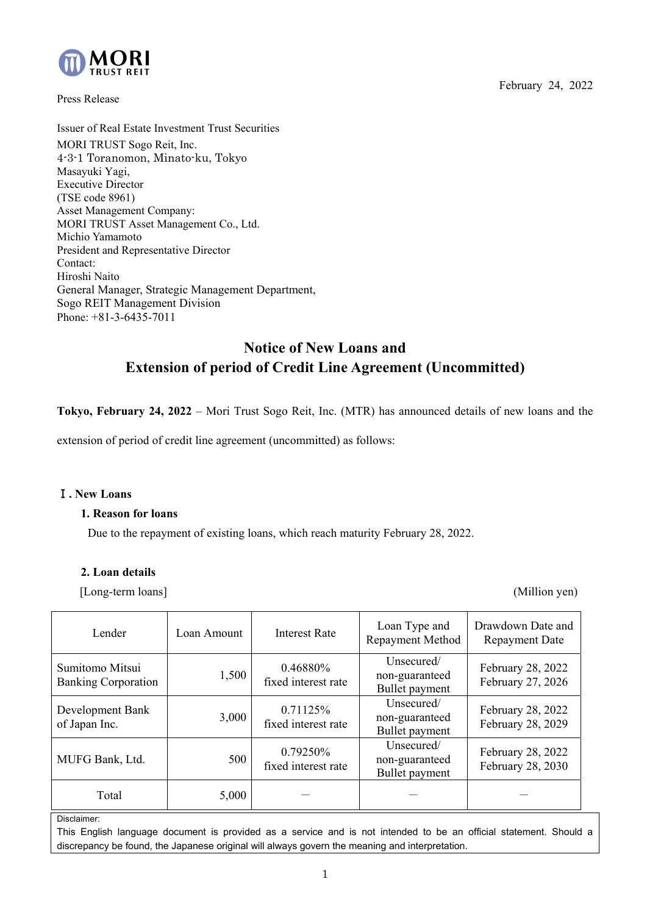MORI TRUST REIT

February 24, 2022

Press Release

Issuer of Real Estate Investment Trust Securities
MORI TRUST Sogo Reit, Inc.
4-3-1 Toranomon, Minato-ku, Tokyo
Masayuki Yagi,
Executive Director
(TSE code 8961)
Asset Management Company:
MORI TRUST Asset Management Co., Ltd.
Michio Yamamoto
President and Representative Director
Contact:
Hiroshi Naito
General Manager, Strategic Management Department,
Sogo REIT Management Division
Phone: +81-3-6435-7011

# Notice of New Loans and Extension of period of Credit Line Agreement (Uncommitted)

**Tokyo, February 24, 2022** – Mori Trust Sogo Reit, Inc. (MTR) has announced details of new loans and the extension of period of credit line agreement (uncommitted) as follows:

## Ⅰ. New Loans

### 1. Reason for loans

Due to the repayment of existing loans, which reach maturity February 28, 2022.

### 2. Loan details

[Long-term loans] (Million yen)

| Lender | Loan Amount | Interest Rate | Loan Type and Repayment Method | Drawdown Date and Repayment Date |
|---|---|---|---|---|
| Sumitomo Mitsui Banking Corporation | 1,500 | 0.46880% fixed interest rate | Unsecured/ non-guaranteed Bullet payment | February 28, 2022 February 27, 2026 |
| Development Bank of Japan Inc. | 3,000 | 0.71125% fixed interest rate | Unsecured/ non-guaranteed Bullet payment | February 28, 2022 February 28, 2029 |
| MUFG Bank, Ltd. | 500 | 0.79250% fixed interest rate | Unsecured/ non-guaranteed Bullet payment | February 28, 2022 February 28, 2030 |
| Total | 5,000 | — | — | — |

Disclaimer:
This English language document is provided as a service and is not intended to be an official statement. Should a discrepancy be found, the Japanese original will always govern the meaning and interpretation.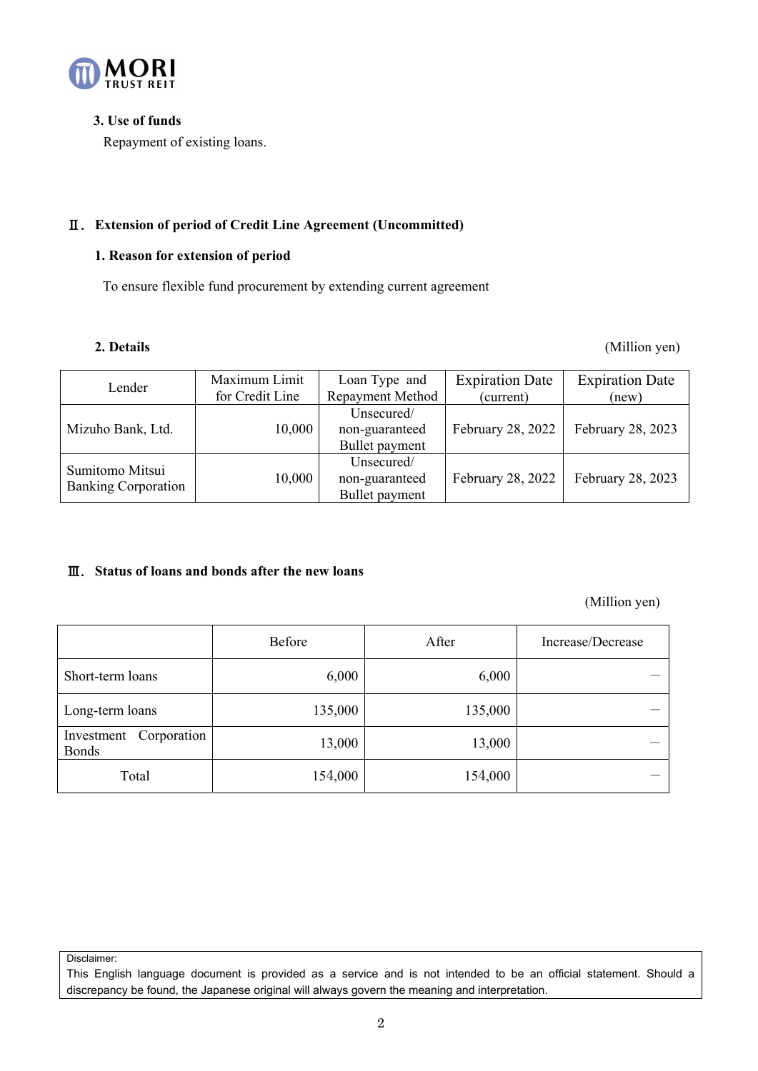### 3. Use of funds

Repayment of existing loans.

## Ⅱ. Extension of period of Credit Line Agreement (Uncommitted)

### 1. Reason for extension of period

To ensure flexible fund procurement by extending current agreement

### 2. Details

(Million yen)

| Lender | Maximum Limit for Credit Line | Loan Type and Repayment Method | Expiration Date (current) | Expiration Date (new) |
|---|---|---|---|---|
| Mizuho Bank, Ltd. | 10,000 | Unsecured/ non-guaranteed Bullet payment | February 28, 2022 | February 28, 2023 |
| Sumitomo Mitsui Banking Corporation | 10,000 | Unsecured/ non-guaranteed Bullet payment | February 28, 2022 | February 28, 2023 |

## Ⅲ. Status of loans and bonds after the new loans

(Million yen)

| | Before | After | Increase/Decrease |
|---|---|---|---|
| Short-term loans | 6,000 | 6,000 | — |
| Long-term loans | 135,000 | 135,000 | — |
| Investment Corporation Bonds | 13,000 | 13,000 | — |
| Total | 154,000 | 154,000 | — |

Disclaimer:
This English language document is provided as a service and is not intended to be an official statement. Should a discrepancy be found, the Japanese original will always govern the meaning and interpretation.